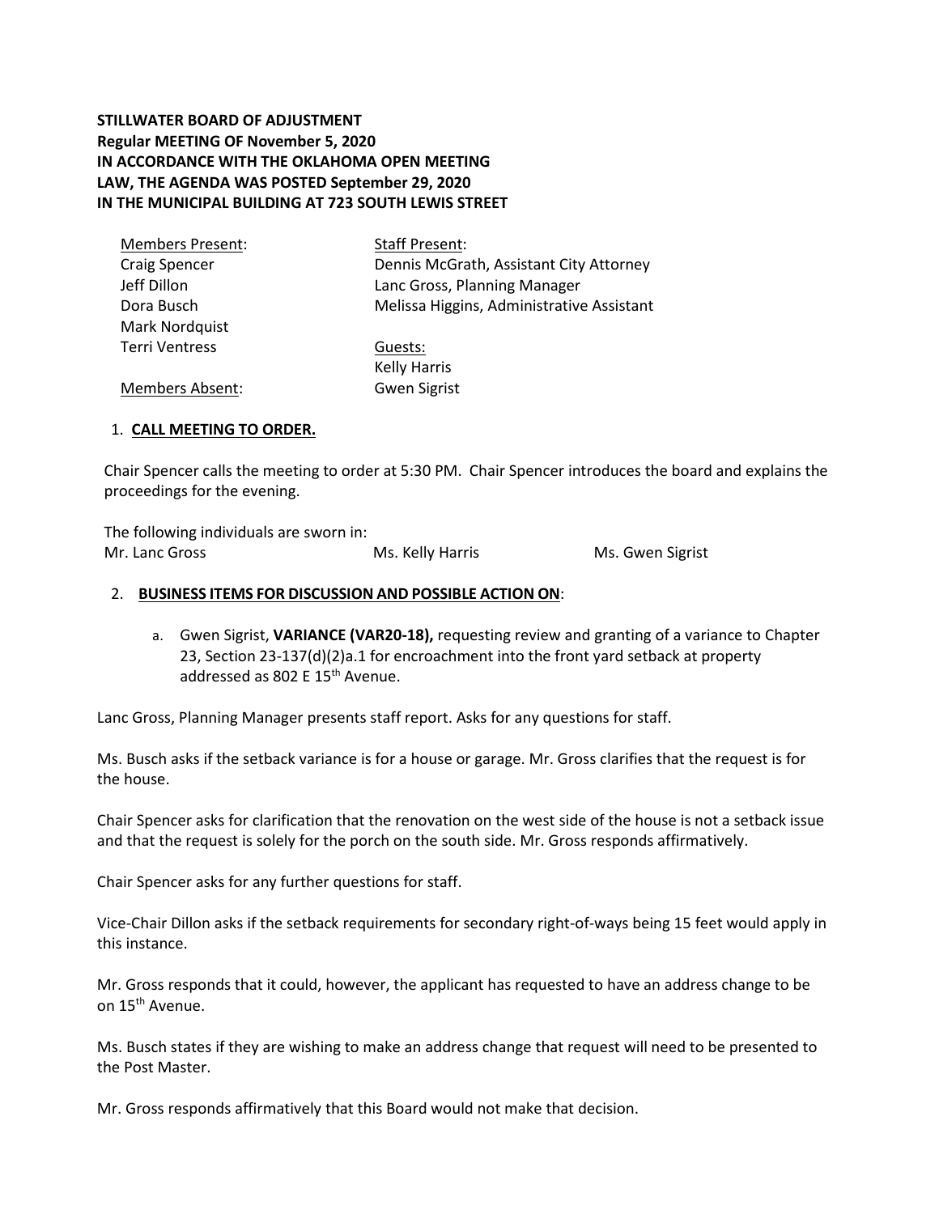**STILLWATER BOARD OF ADJUSTMENT**
**Regular MEETING OF November 5, 2020**
**IN ACCORDANCE WITH THE OKLAHOMA OPEN MEETING LAW, THE AGENDA WAS POSTED September 29, 2020**
**IN THE MUNICIPAL BUILDING AT 723 SOUTH LEWIS STREET**

| Members Present: | Staff Present: |
|---|---|
| Craig Spencer | Dennis McGrath, Assistant City Attorney |
| Jeff Dillon | Lanc Gross, Planning Manager |
| Dora Busch | Melissa Higgins, Administrative Assistant |
| Mark Nordquist | |
| Terri Ventress | Guests: |
| | Kelly Harris |
| Members Absent: | Gwen Sigrist |

1. **CALL MEETING TO ORDER.**

Chair Spencer calls the meeting to order at 5:30 PM. Chair Spencer introduces the board and explains the proceedings for the evening.

The following individuals are sworn in:

Mr. Lanc Gross    Ms. Kelly Harris    Ms. Gwen Sigrist

2. **BUSINESS ITEMS FOR DISCUSSION AND POSSIBLE ACTION ON**:

   a. Gwen Sigrist, **VARIANCE (VAR20-18),** requesting review and granting of a variance to Chapter 23, Section 23-137(d)(2)a.1 for encroachment into the front yard setback at property addressed as 802 E 15th Avenue.

Lanc Gross, Planning Manager presents staff report. Asks for any questions for staff.

Ms. Busch asks if the setback variance is for a house or garage. Mr. Gross clarifies that the request is for the house.

Chair Spencer asks for clarification that the renovation on the west side of the house is not a setback issue and that the request is solely for the porch on the south side. Mr. Gross responds affirmatively.

Chair Spencer asks for any further questions for staff.

Vice-Chair Dillon asks if the setback requirements for secondary right-of-ways being 15 feet would apply in this instance.

Mr. Gross responds that it could, however, the applicant has requested to have an address change to be on 15th Avenue.

Ms. Busch states if they are wishing to make an address change that request will need to be presented to the Post Master.

Mr. Gross responds affirmatively that this Board would not make that decision.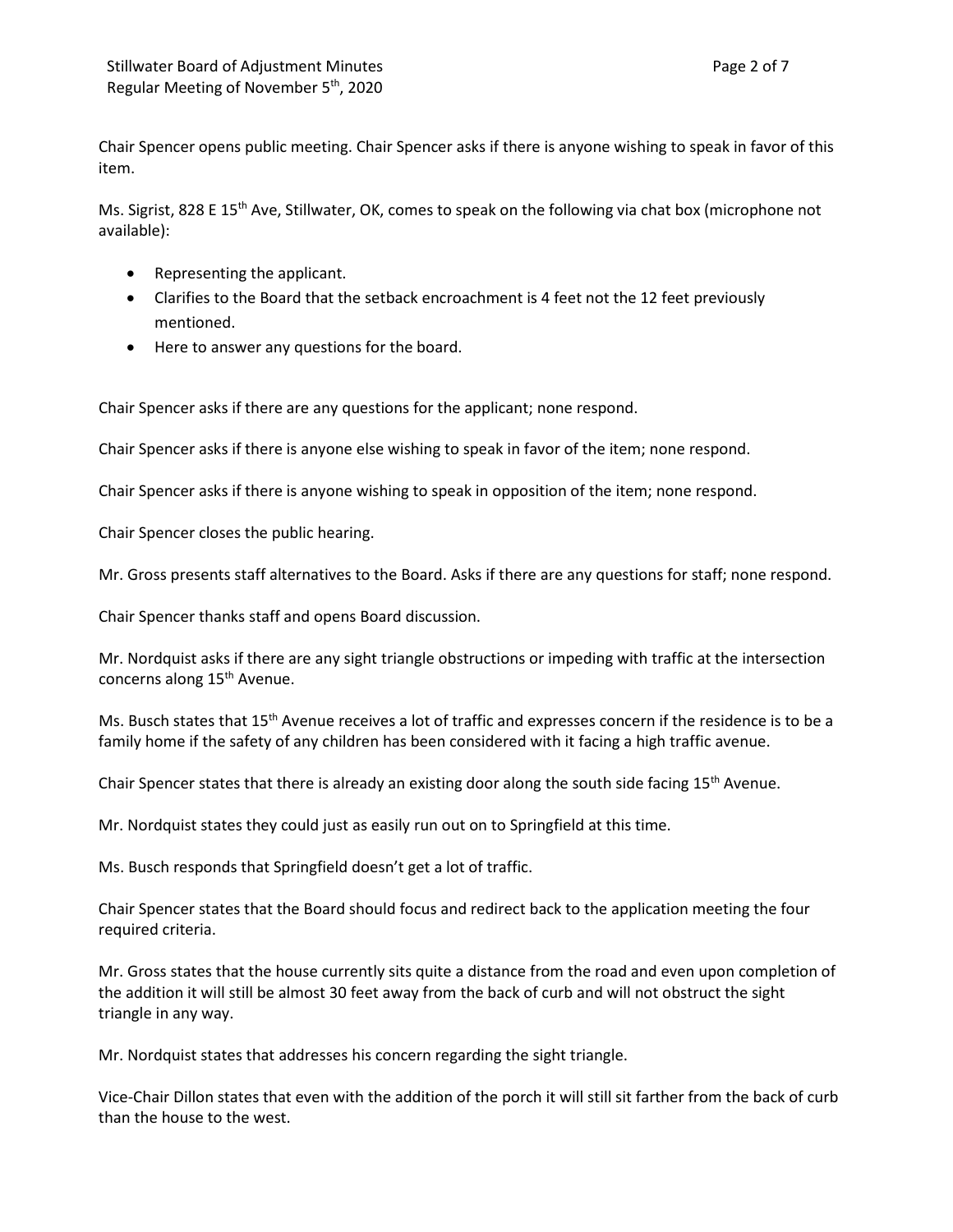Chair Spencer opens public meeting. Chair Spencer asks if there is anyone wishing to speak in favor of this item.

Ms. Sigrist, 828 E 15th Ave, Stillwater, OK, comes to speak on the following via chat box (microphone not available):

- Representing the applicant.
- Clarifies to the Board that the setback encroachment is 4 feet not the 12 feet previously mentioned.
- Here to answer any questions for the board.

Chair Spencer asks if there are any questions for the applicant; none respond.

Chair Spencer asks if there is anyone else wishing to speak in favor of the item; none respond.

Chair Spencer asks if there is anyone wishing to speak in opposition of the item; none respond.

Chair Spencer closes the public hearing.

Mr. Gross presents staff alternatives to the Board. Asks if there are any questions for staff; none respond.

Chair Spencer thanks staff and opens Board discussion.

Mr. Nordquist asks if there are any sight triangle obstructions or impeding with traffic at the intersection concerns along 15th Avenue.

Ms. Busch states that 15th Avenue receives a lot of traffic and expresses concern if the residence is to be a family home if the safety of any children has been considered with it facing a high traffic avenue.

Chair Spencer states that there is already an existing door along the south side facing 15th Avenue.

Mr. Nordquist states they could just as easily run out on to Springfield at this time.

Ms. Busch responds that Springfield doesn't get a lot of traffic.

Chair Spencer states that the Board should focus and redirect back to the application meeting the four required criteria.

Mr. Gross states that the house currently sits quite a distance from the road and even upon completion of the addition it will still be almost 30 feet away from the back of curb and will not obstruct the sight triangle in any way.

Mr. Nordquist states that addresses his concern regarding the sight triangle.

Vice-Chair Dillon states that even with the addition of the porch it will still sit farther from the back of curb than the house to the west.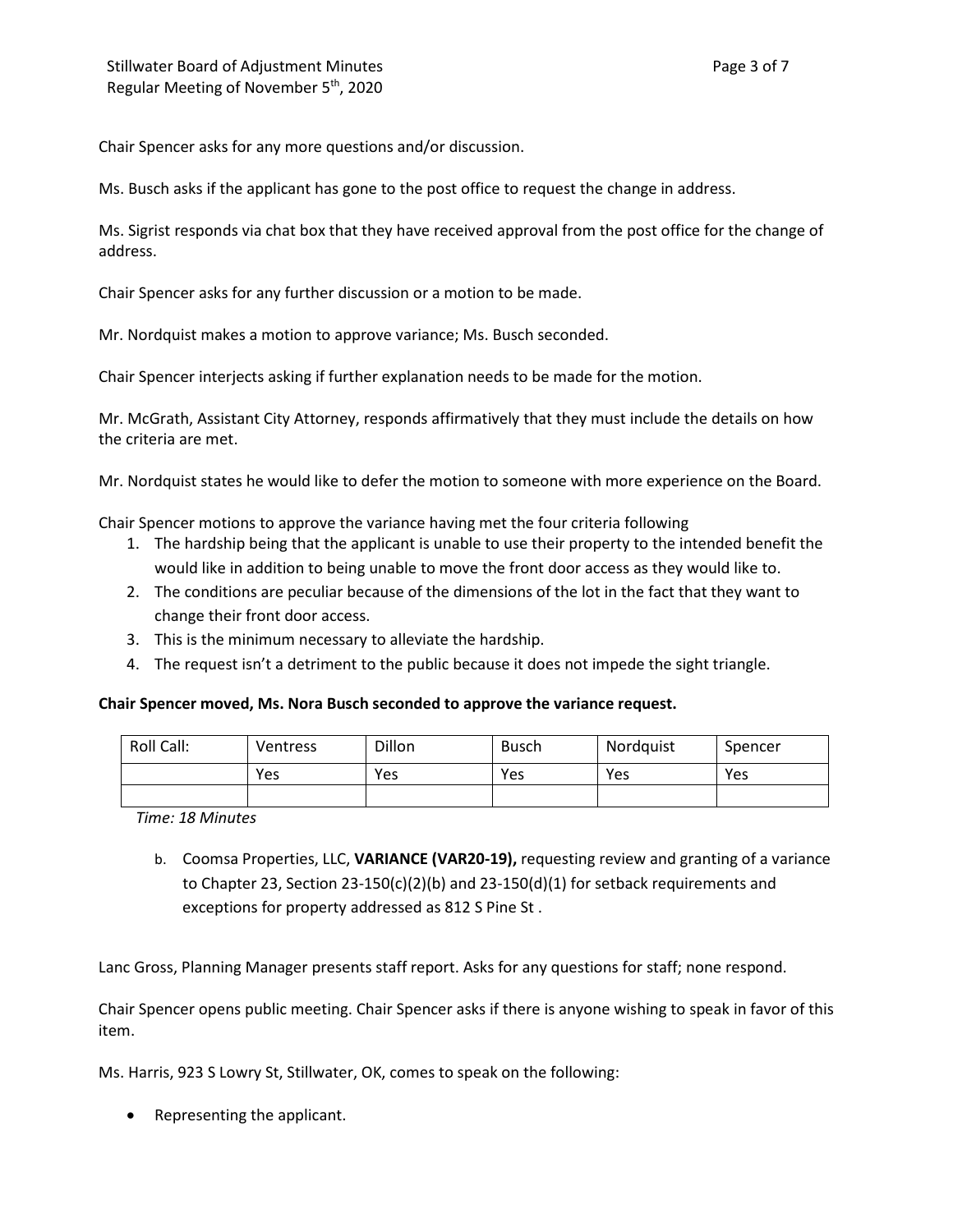Chair Spencer asks for any more questions and/or discussion.

Ms. Busch asks if the applicant has gone to the post office to request the change in address.

Ms. Sigrist responds via chat box that they have received approval from the post office for the change of address.

Chair Spencer asks for any further discussion or a motion to be made.

Mr. Nordquist makes a motion to approve variance; Ms. Busch seconded.

Chair Spencer interjects asking if further explanation needs to be made for the motion.

Mr. McGrath, Assistant City Attorney, responds affirmatively that they must include the details on how the criteria are met.

Mr. Nordquist states he would like to defer the motion to someone with more experience on the Board.

Chair Spencer motions to approve the variance having met the four criteria following

1. The hardship being that the applicant is unable to use their property to the intended benefit the would like in addition to being unable to move the front door access as they would like to.
2. The conditions are peculiar because of the dimensions of the lot in the fact that they want to change their front door access.
3. This is the minimum necessary to alleviate the hardship.
4. The request isn't a detriment to the public because it does not impede the sight triangle.

**Chair Spencer moved, Ms. Nora Busch seconded to approve the variance request.**

| Roll Call: | Ventress | Dillon | Busch | Nordquist | Spencer |
|---|---|---|---|---|---|
| | Yes | Yes | Yes | Yes | Yes |
| | | | | | |

*Time: 18 Minutes*

b. Coomsa Properties, LLC, **VARIANCE (VAR20-19),** requesting review and granting of a variance to Chapter 23, Section 23-150(c)(2)(b) and 23-150(d)(1) for setback requirements and exceptions for property addressed as 812 S Pine St .

Lanc Gross, Planning Manager presents staff report. Asks for any questions for staff; none respond.

Chair Spencer opens public meeting. Chair Spencer asks if there is anyone wishing to speak in favor of this item.

Ms. Harris, 923 S Lowry St, Stillwater, OK, comes to speak on the following:

- Representing the applicant.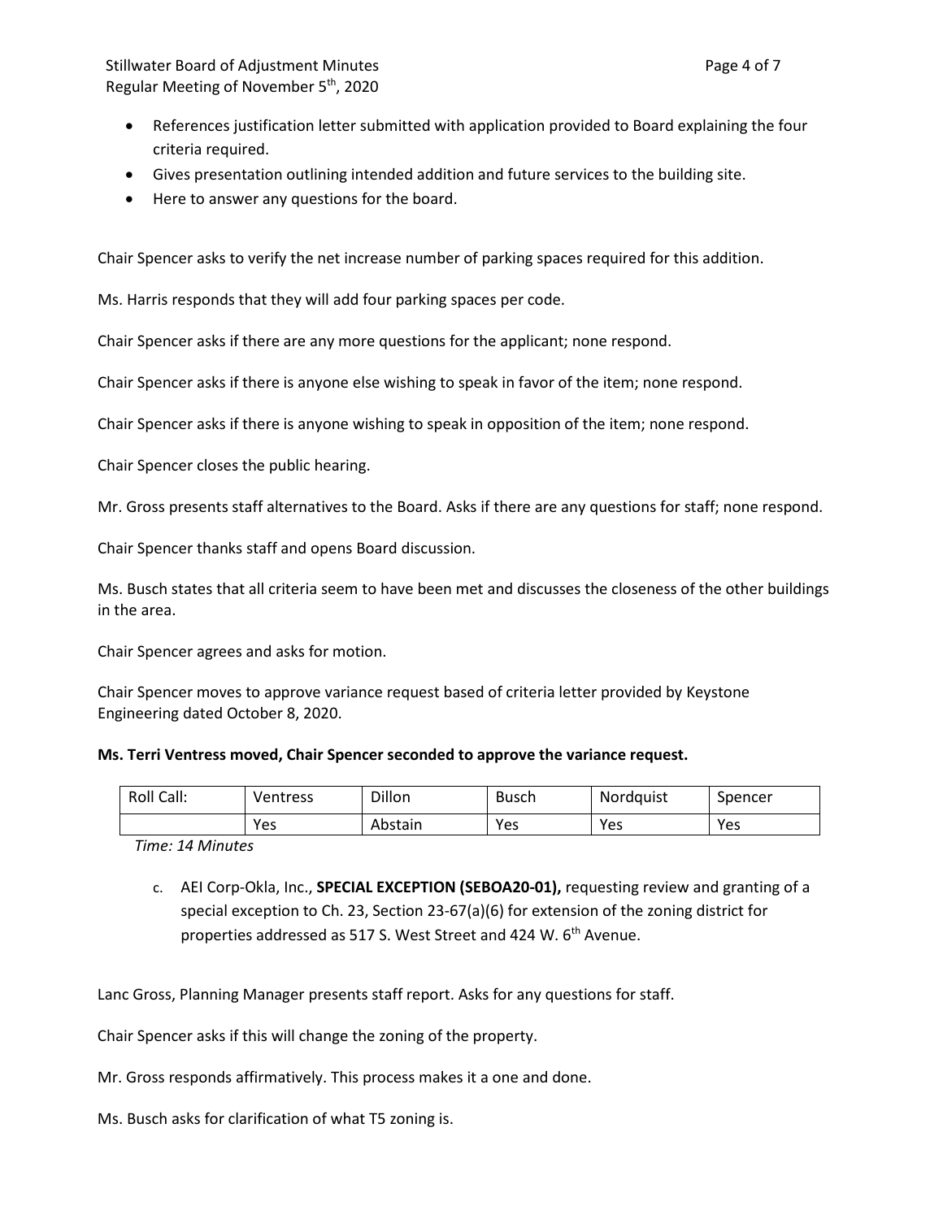- References justification letter submitted with application provided to Board explaining the four criteria required.
- Gives presentation outlining intended addition and future services to the building site.
- Here to answer any questions for the board.

Chair Spencer asks to verify the net increase number of parking spaces required for this addition.

Ms. Harris responds that they will add four parking spaces per code.

Chair Spencer asks if there are any more questions for the applicant; none respond.

Chair Spencer asks if there is anyone else wishing to speak in favor of the item; none respond.

Chair Spencer asks if there is anyone wishing to speak in opposition of the item; none respond.

Chair Spencer closes the public hearing.

Mr. Gross presents staff alternatives to the Board. Asks if there are any questions for staff; none respond.

Chair Spencer thanks staff and opens Board discussion.

Ms. Busch states that all criteria seem to have been met and discusses the closeness of the other buildings in the area.

Chair Spencer agrees and asks for motion.

Chair Spencer moves to approve variance request based of criteria letter provided by Keystone Engineering dated October 8, 2020.

**Ms. Terri Ventress moved, Chair Spencer seconded to approve the variance request.**

| Roll Call: | Ventress | Dillon | Busch | Nordquist | Spencer |
|---|---|---|---|---|---|
| | Yes | Abstain | Yes | Yes | Yes |

*Time: 14 Minutes*

c. AEI Corp-Okla, Inc., **SPECIAL EXCEPTION (SEBOA20-01),** requesting review and granting of a special exception to Ch. 23, Section 23-67(a)(6) for extension of the zoning district for properties addressed as 517 S. West Street and 424 W. 6th Avenue.

Lanc Gross, Planning Manager presents staff report. Asks for any questions for staff.

Chair Spencer asks if this will change the zoning of the property.

Mr. Gross responds affirmatively. This process makes it a one and done.

Ms. Busch asks for clarification of what T5 zoning is.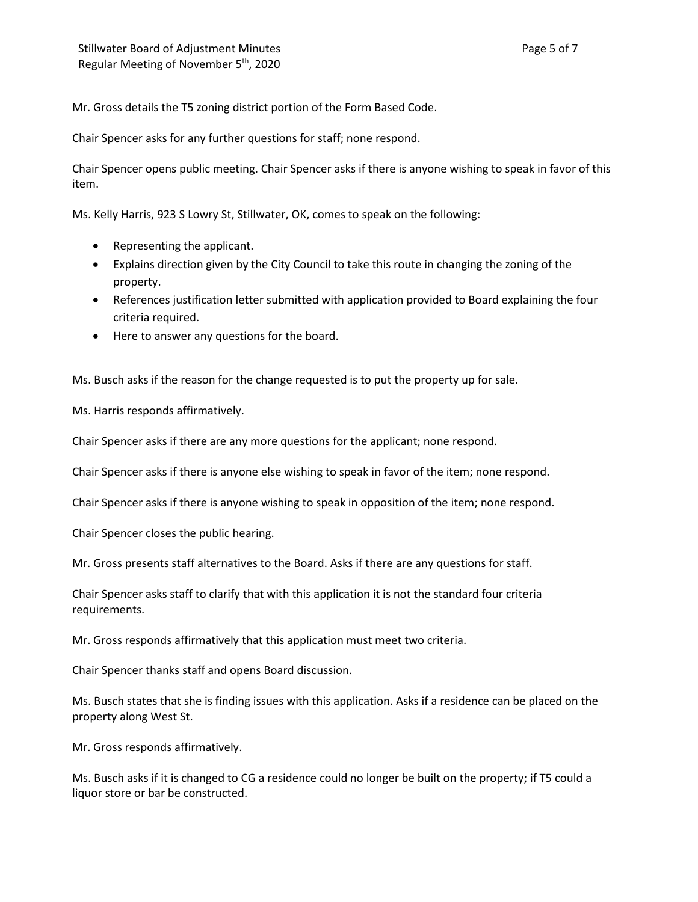Mr. Gross details the T5 zoning district portion of the Form Based Code.

Chair Spencer asks for any further questions for staff; none respond.

Chair Spencer opens public meeting. Chair Spencer asks if there is anyone wishing to speak in favor of this item.

Ms. Kelly Harris, 923 S Lowry St, Stillwater, OK, comes to speak on the following:

- Representing the applicant.
- Explains direction given by the City Council to take this route in changing the zoning of the property.
- References justification letter submitted with application provided to Board explaining the four criteria required.
- Here to answer any questions for the board.

Ms. Busch asks if the reason for the change requested is to put the property up for sale.

Ms. Harris responds affirmatively.

Chair Spencer asks if there are any more questions for the applicant; none respond.

Chair Spencer asks if there is anyone else wishing to speak in favor of the item; none respond.

Chair Spencer asks if there is anyone wishing to speak in opposition of the item; none respond.

Chair Spencer closes the public hearing.

Mr. Gross presents staff alternatives to the Board. Asks if there are any questions for staff.

Chair Spencer asks staff to clarify that with this application it is not the standard four criteria requirements.

Mr. Gross responds affirmatively that this application must meet two criteria.

Chair Spencer thanks staff and opens Board discussion.

Ms. Busch states that she is finding issues with this application. Asks if a residence can be placed on the property along West St.

Mr. Gross responds affirmatively.

Ms. Busch asks if it is changed to CG a residence could no longer be built on the property; if T5 could a liquor store or bar be constructed.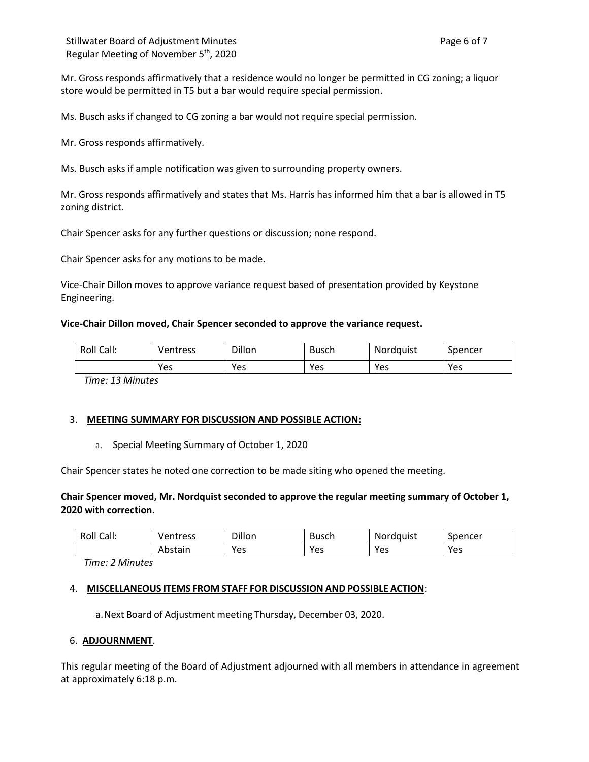Mr. Gross responds affirmatively that a residence would no longer be permitted in CG zoning; a liquor store would be permitted in T5 but a bar would require special permission.

Ms. Busch asks if changed to CG zoning a bar would not require special permission.

Mr. Gross responds affirmatively.

Ms. Busch asks if ample notification was given to surrounding property owners.

Mr. Gross responds affirmatively and states that Ms. Harris has informed him that a bar is allowed in T5 zoning district.

Chair Spencer asks for any further questions or discussion; none respond.

Chair Spencer asks for any motions to be made.

Vice-Chair Dillon moves to approve variance request based of presentation provided by Keystone Engineering.

**Vice-Chair Dillon moved, Chair Spencer seconded to approve the variance request.**

| Roll Call: | Ventress | Dillon | Busch | Nordquist | Spencer |
|---|---|---|---|---|---|
| | Yes | Yes | Yes | Yes | Yes |

*Time: 13 Minutes*

3. **MEETING SUMMARY FOR DISCUSSION AND POSSIBLE ACTION:**

    a. Special Meeting Summary of October 1, 2020

Chair Spencer states he noted one correction to be made siting who opened the meeting.

**Chair Spencer moved, Mr. Nordquist seconded to approve the regular meeting summary of October 1, 2020 with correction.**

| Roll Call: | Ventress | Dillon | Busch | Nordquist | Spencer |
|---|---|---|---|---|---|
| | Abstain | Yes | Yes | Yes | Yes |

*Time: 2 Minutes*

4. **MISCELLANEOUS ITEMS FROM STAFF FOR DISCUSSION AND POSSIBLE ACTION**:

    a. Next Board of Adjustment meeting Thursday, December 03, 2020.

6. **ADJOURNMENT**.

This regular meeting of the Board of Adjustment adjourned with all members in attendance in agreement at approximately 6:18 p.m.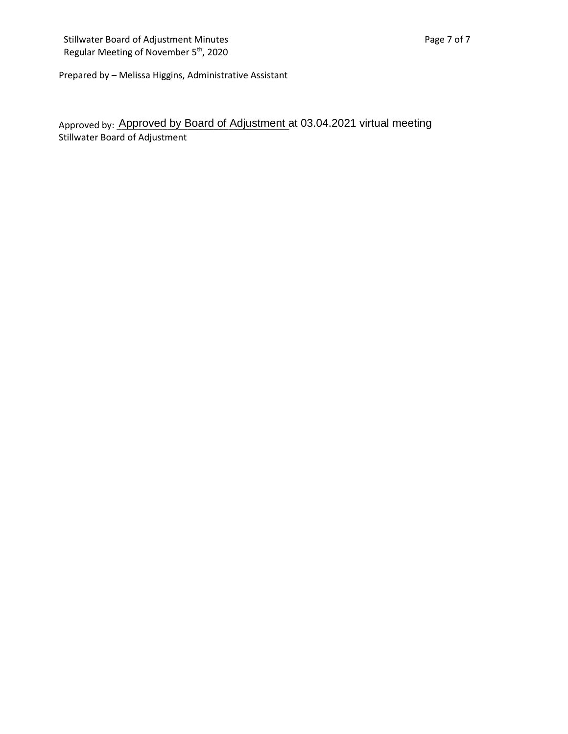Prepared by – Melissa Higgins, Administrative Assistant

Approved by: Approved by Board of Adjustment at 03.04.2021 virtual meeting
Stillwater Board of Adjustment